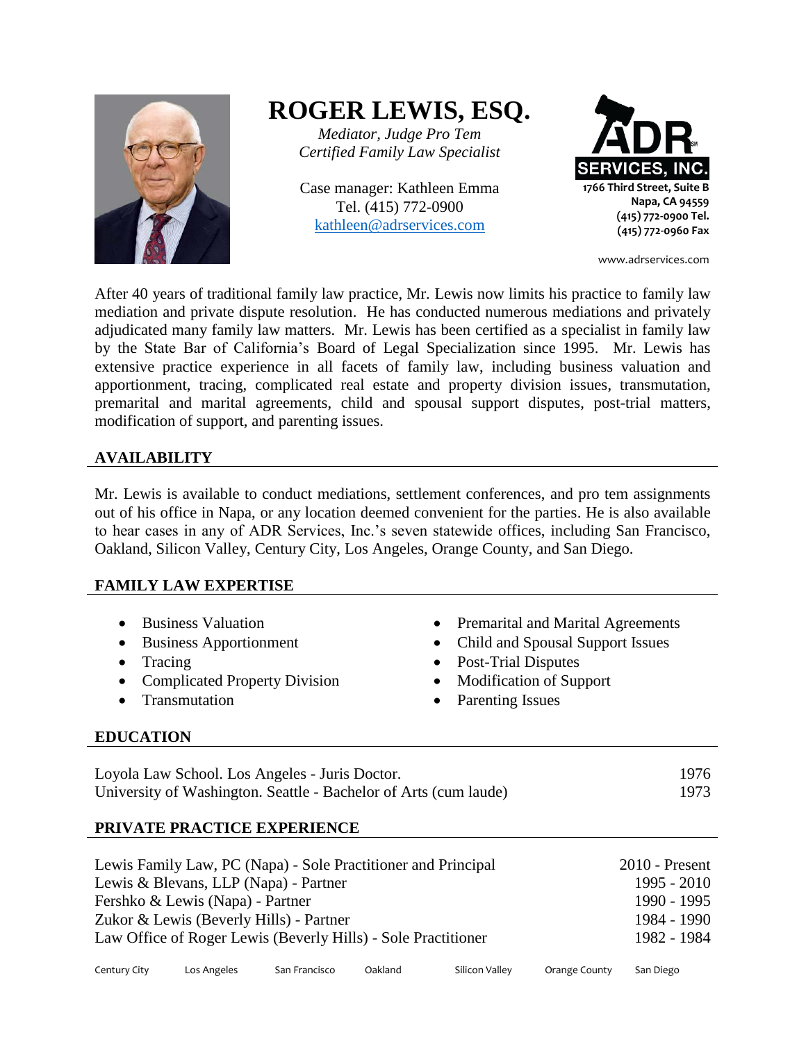# ROGER LEWIS, ESQ.

*Mediator, Judge Pro Tem*
*Certified Family Law Specialist*

Case manager: Kathleen Emma
Tel. (415) 772-0900
kathleen@adrservices.com

**ADR SERVICES, INC.**
**1766 Third Street, Suite B**
**Napa, CA 94559**
**(415) 772-0900 Tel.**
**(415) 772-0960 Fax**

www.adrservices.com

After 40 years of traditional family law practice, Mr. Lewis now limits his practice to family law mediation and private dispute resolution. He has conducted numerous mediations and privately adjudicated many family law matters. Mr. Lewis has been certified as a specialist in family law by the State Bar of California's Board of Legal Specialization since 1995. Mr. Lewis has extensive practice experience in all facets of family law, including business valuation and apportionment, tracing, complicated real estate and property division issues, transmutation, premarital and marital agreements, child and spousal support disputes, post-trial matters, modification of support, and parenting issues.

## AVAILABILITY

Mr. Lewis is available to conduct mediations, settlement conferences, and pro tem assignments out of his office in Napa, or any location deemed convenient for the parties. He is also available to hear cases in any of ADR Services, Inc.'s seven statewide offices, including San Francisco, Oakland, Silicon Valley, Century City, Los Angeles, Orange County, and San Diego.

## FAMILY LAW EXPERTISE

- Business Valuation
- Business Apportionment
- Tracing
- Complicated Property Division
- Transmutation
- Premarital and Marital Agreements
- Child and Spousal Support Issues
- Post-Trial Disputes
- Modification of Support
- Parenting Issues

## EDUCATION

| | |
|---|---|
| Loyola Law School. Los Angeles - Juris Doctor. | 1976 |
| University of Washington. Seattle - Bachelor of Arts (cum laude) | 1973 |

## PRIVATE PRACTICE EXPERIENCE

| | |
|---|---|
| Lewis Family Law, PC (Napa) - Sole Practitioner and Principal | 2010 - Present |
| Lewis & Blevans, LLP (Napa) - Partner | 1995 - 2010 |
| Fershko & Lewis (Napa) - Partner | 1990 - 1995 |
| Zukor & Lewis (Beverly Hills) - Partner | 1984 - 1990 |
| Law Office of Roger Lewis (Beverly Hills) - Sole Practitioner | 1982 - 1984 |

Century City Los Angeles San Francisco Oakland Silicon Valley Orange County San Diego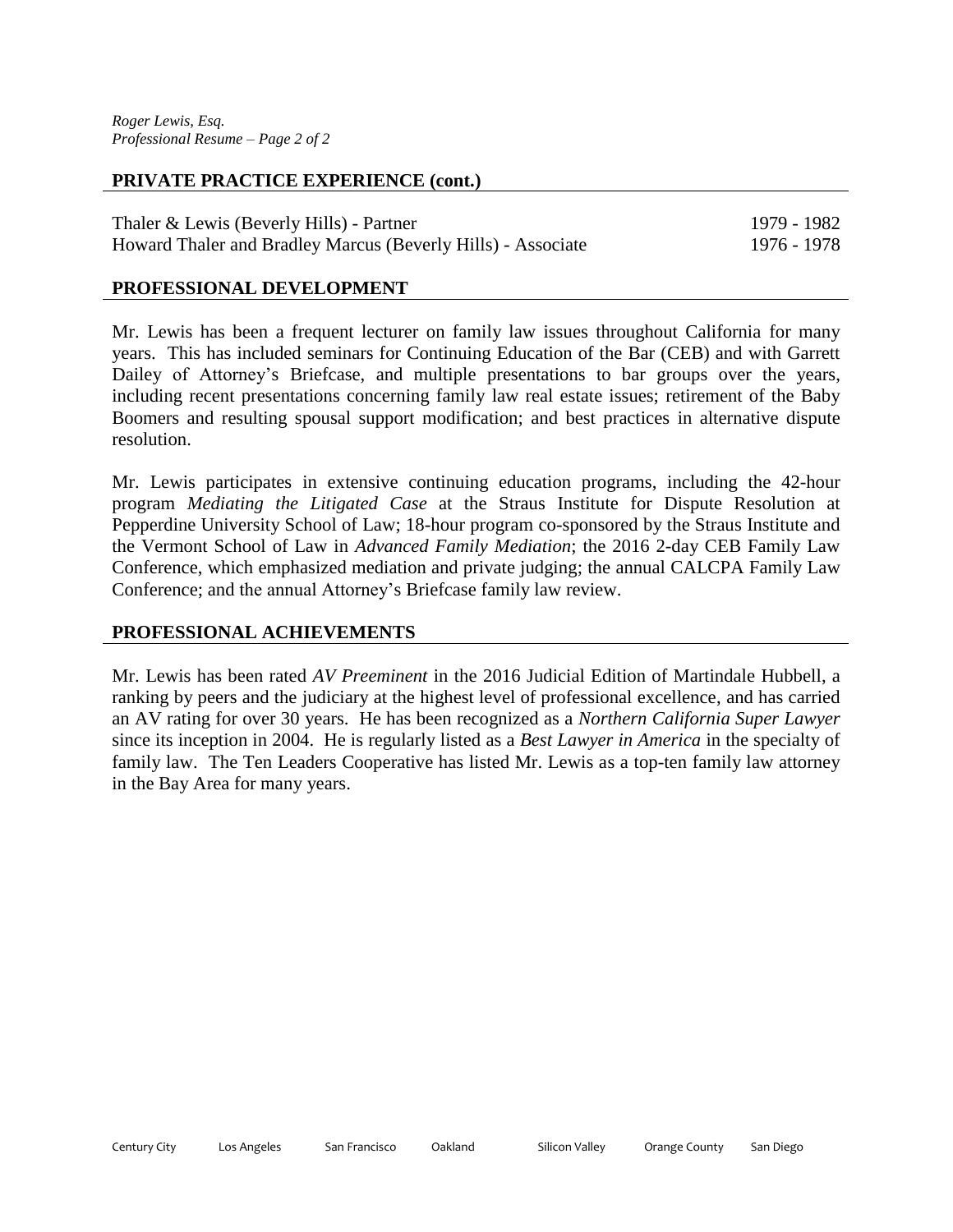## PRIVATE PRACTICE EXPERIENCE (cont.)

| | |
|---|---|
| Thaler & Lewis (Beverly Hills) - Partner | 1979 - 1982 |
| Howard Thaler and Bradley Marcus (Beverly Hills) - Associate | 1976 - 1978 |

## PROFESSIONAL DEVELOPMENT

Mr. Lewis has been a frequent lecturer on family law issues throughout California for many years. This has included seminars for Continuing Education of the Bar (CEB) and with Garrett Dailey of Attorney's Briefcase, and multiple presentations to bar groups over the years, including recent presentations concerning family law real estate issues; retirement of the Baby Boomers and resulting spousal support modification; and best practices in alternative dispute resolution.

Mr. Lewis participates in extensive continuing education programs, including the 42-hour program *Mediating the Litigated Case* at the Straus Institute for Dispute Resolution at Pepperdine University School of Law; 18-hour program co-sponsored by the Straus Institute and the Vermont School of Law in *Advanced Family Mediation*; the 2016 2-day CEB Family Law Conference, which emphasized mediation and private judging; the annual CALCPA Family Law Conference; and the annual Attorney's Briefcase family law review.

## PROFESSIONAL ACHIEVEMENTS

Mr. Lewis has been rated *AV Preeminent* in the 2016 Judicial Edition of Martindale Hubbell, a ranking by peers and the judiciary at the highest level of professional excellence, and has carried an AV rating for over 30 years. He has been recognized as a *Northern California Super Lawyer* since its inception in 2004. He is regularly listed as a *Best Lawyer in America* in the specialty of family law. The Ten Leaders Cooperative has listed Mr. Lewis as a top-ten family law attorney in the Bay Area for many years.